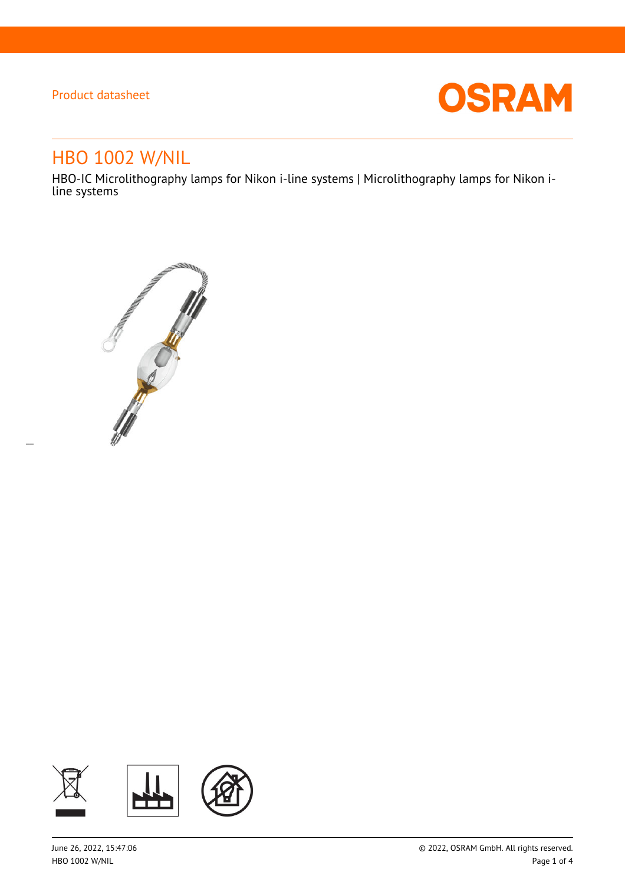Product datasheet

# HBO 1002 W/NIL

HBO-IC Microlithography lamps for Nikon i-line systems | Microlithography lamps for Nikon i-line systems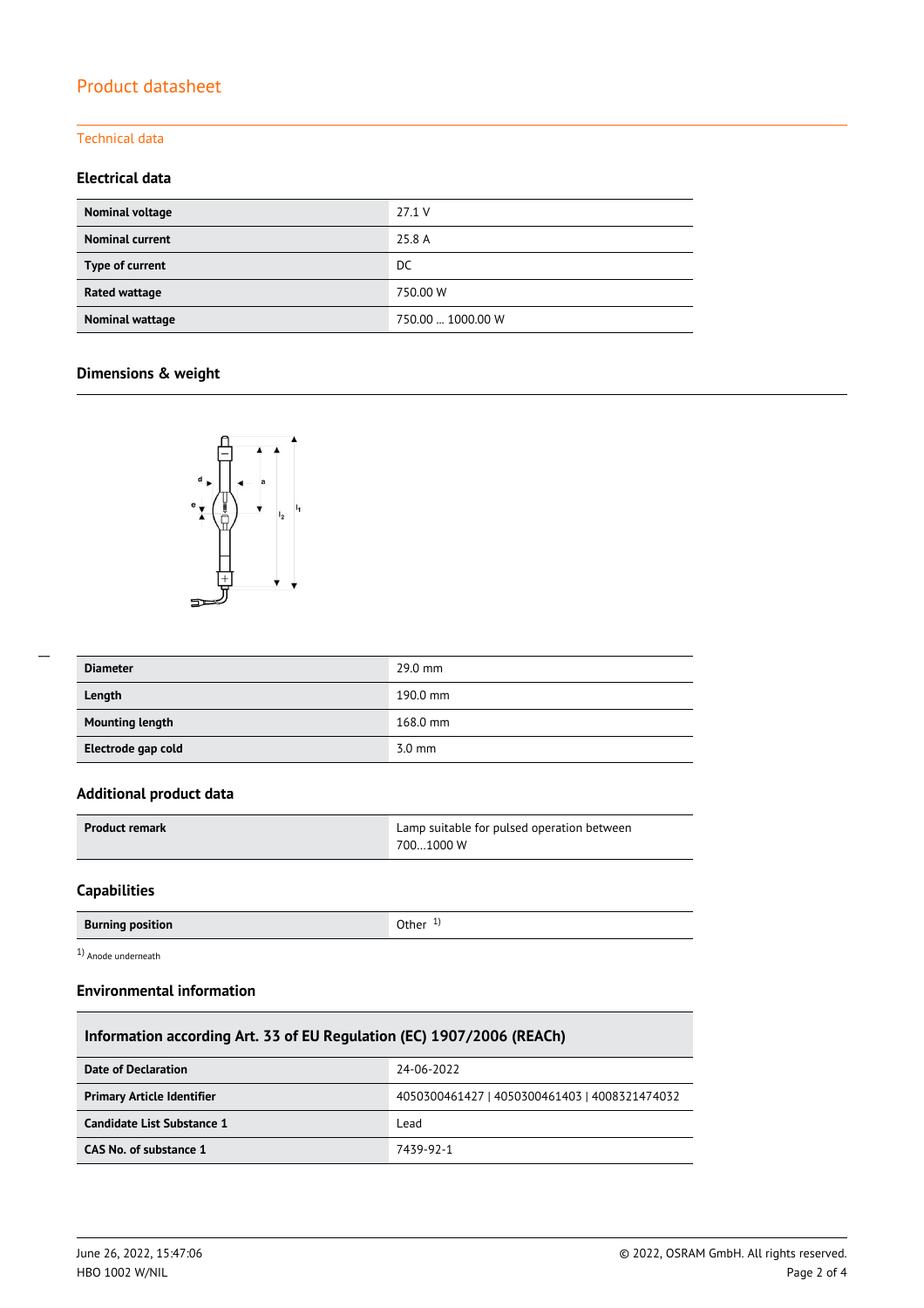## Technical data

### Electrical data

| | |
|---|---|
| **Nominal voltage** | 27.1 V |
| **Nominal current** | 25.8 A |
| **Type of current** | DC |
| **Rated wattage** | 750.00 W |
| **Nominal wattage** | 750.00 … 1000.00 W |

### Dimensions & weight

d
e
a
$l_2$
$l_1$

| | |
|---|---|
| **Diameter** | 29.0 mm |
| **Length** | 190.0 mm |
| **Mounting length** | 168.0 mm |
| **Electrode gap cold** | 3.0 mm |

### Additional product data

| | |
|---|---|
| **Product remark** | Lamp suitable for pulsed operation between 700…1000 W |

### Capabilities

| | |
|---|---|
| **Burning position** | Other [1] |

[1] Anode underneath

### Environmental information

| Information according Art. 33 of EU Regulation (EC) 1907/2006 (REACh) | |
|---|---|
| **Date of Declaration** | 24-06-2022 |
| **Primary Article Identifier** | 4050300461427 \| 4050300461403 \| 4008321474032 |
| **Candidate List Substance 1** | Lead |
| **CAS No. of substance 1** | 7439-92-1 |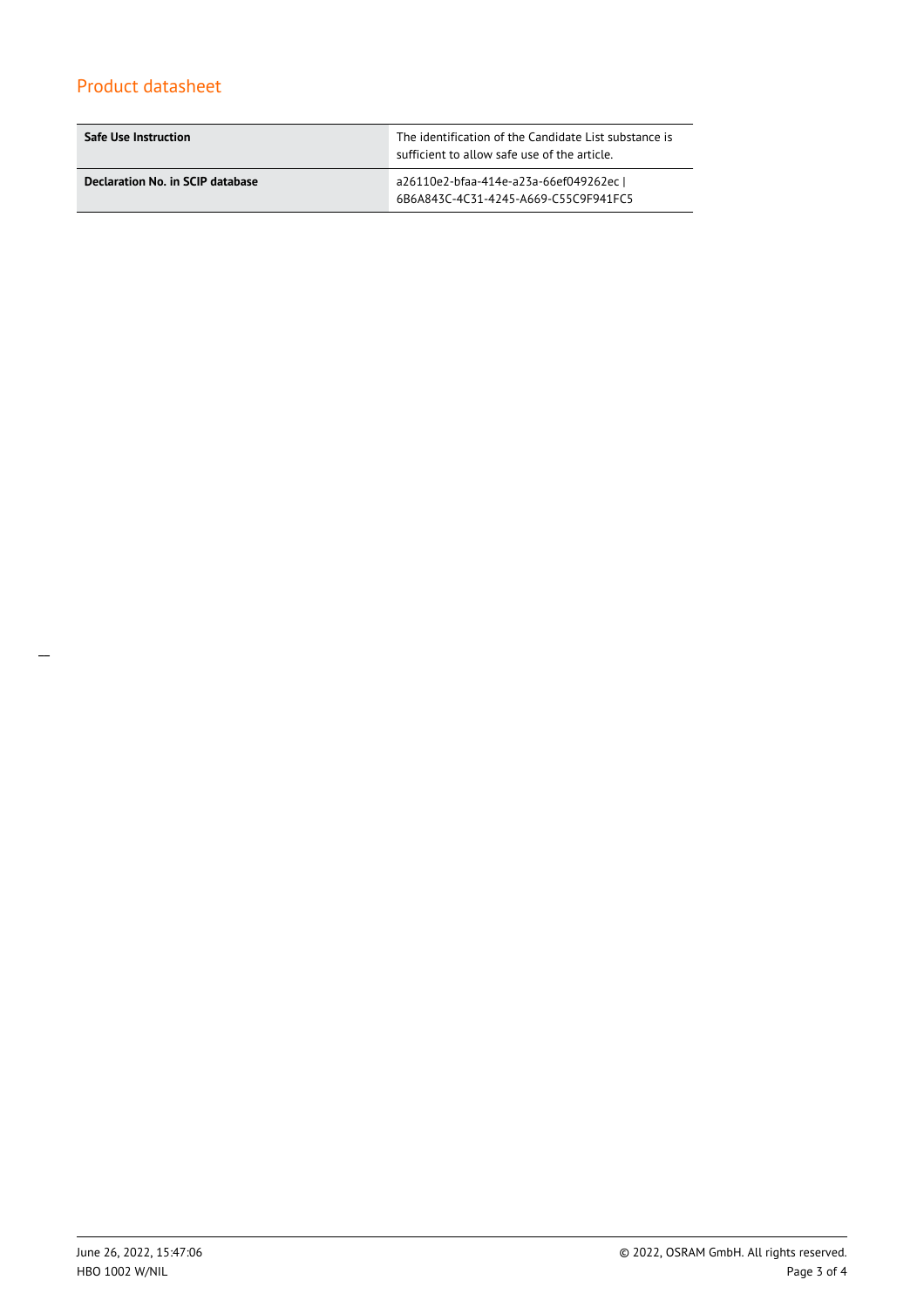## Product datasheet

| | |
|---|---|
| **Safe Use Instruction** | The identification of the Candidate List substance is sufficient to allow safe use of the article. |
| **Declaration No. in SCIP database** | a26110e2-bfaa-414e-a23a-66ef049262ec \| 6B6A843C-4C31-4245-A669-C55C9F941FC5 |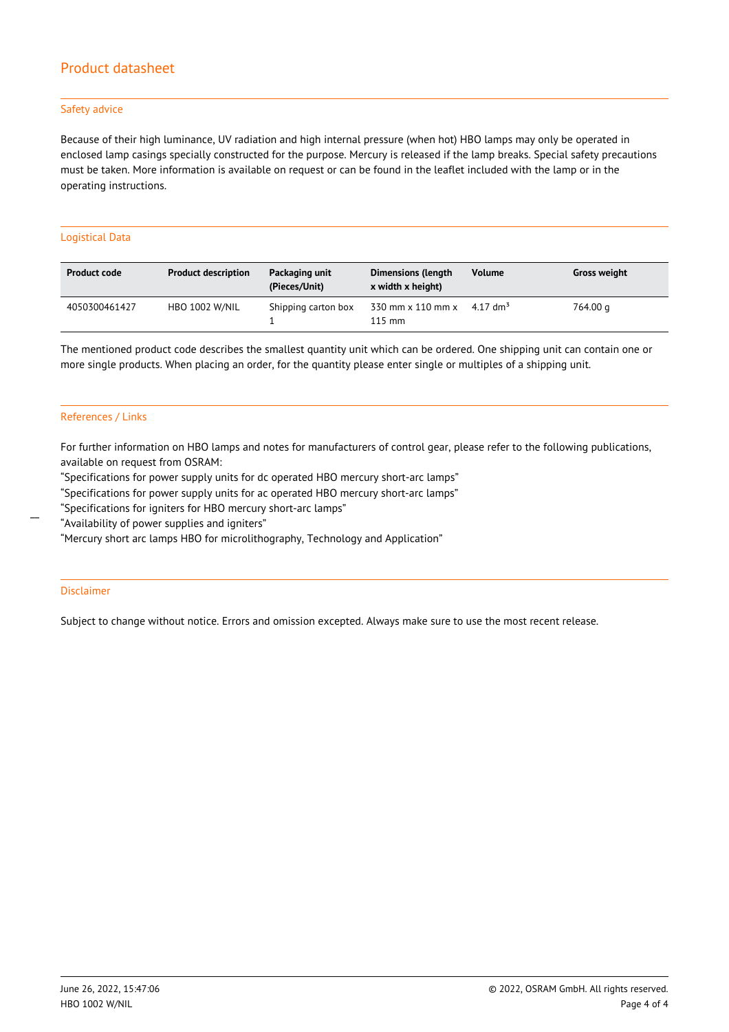## Safety advice

Because of their high luminance, UV radiation and high internal pressure (when hot) HBO lamps may only be operated in enclosed lamp casings specially constructed for the purpose. Mercury is released if the lamp breaks. Special safety precautions must be taken. More information is available on request or can be found in the leaflet included with the lamp or in the operating instructions.

## Logistical Data

| Product code | Product description | Packaging unit (Pieces/Unit) | Dimensions (length x width x height) | Volume | Gross weight |
| --- | --- | --- | --- | --- | --- |
| 4050300461427 | HBO 1002 W/NIL | Shipping carton box 1 | 330 mm x 110 mm x 115 mm | 4.17 $dm^3$ | 764.00 g |

The mentioned product code describes the smallest quantity unit which can be ordered. One shipping unit can contain one or more single products. When placing an order, for the quantity please enter single or multiples of a shipping unit.

## References / Links

For further information on HBO lamps and notes for manufacturers of control gear, please refer to the following publications, available on request from OSRAM:
"Specifications for power supply units for dc operated HBO mercury short-arc lamps"
"Specifications for power supply units for ac operated HBO mercury short-arc lamps"
"Specifications for igniters for HBO mercury short-arc lamps"
"Availability of power supplies and igniters"
"Mercury short arc lamps HBO for microlithography, Technology and Application"

## Disclaimer

Subject to change without notice. Errors and omission excepted. Always make sure to use the most recent release.